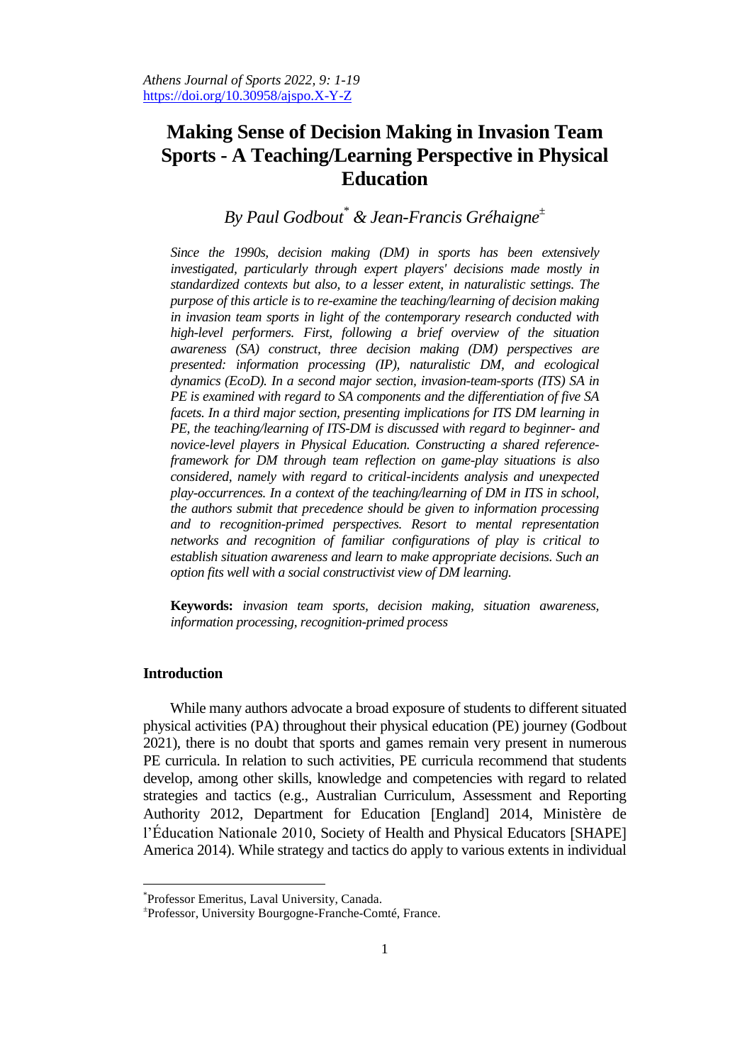# Making Sense of Decision Making in Invasion Team Sports - A Teaching/Learning Perspective in Physical Education

*By Paul Godbout[*] & Jean-Francis Gréhaigne[±]*

*Since the 1990s, decision making (DM) in sports has been extensively investigated, particularly through expert players' decisions made mostly in standardized contexts but also, to a lesser extent, in naturalistic settings. The purpose of this article is to re-examine the teaching/learning of decision making in invasion team sports in light of the contemporary research conducted with high-level performers. First, following a brief overview of the situation awareness (SA) construct, three decision making (DM) perspectives are presented: information processing (IP), naturalistic DM, and ecological dynamics (EcoD). In a second major section, invasion-team-sports (ITS) SA in PE is examined with regard to SA components and the differentiation of five SA facets. In a third major section, presenting implications for ITS DM learning in PE, the teaching/learning of ITS-DM is discussed with regard to beginner- and novice-level players in Physical Education. Constructing a shared reference-framework for DM through team reflection on game-play situations is also considered, namely with regard to critical-incidents analysis and unexpected play-occurrences. In a context of the teaching/learning of DM in ITS in school, the authors submit that precedence should be given to information processing and to recognition-primed perspectives. Resort to mental representation networks and recognition of familiar configurations of play is critical to establish situation awareness and learn to make appropriate decisions. Such an option fits well with a social constructivist view of DM learning.*

**Keywords:** *invasion team sports, decision making, situation awareness, information processing, recognition-primed process*

## Introduction

While many authors advocate a broad exposure of students to different situated physical activities (PA) throughout their physical education (PE) journey (Godbout 2021), there is no doubt that sports and games remain very present in numerous PE curricula. In relation to such activities, PE curricula recommend that students develop, among other skills, knowledge and competencies with regard to related strategies and tactics (e.g., Australian Curriculum, Assessment and Reporting Authority 2012, Department for Education [England] 2014, Ministère de l'Éducation Nationale 2010, Society of Health and Physical Educators [SHAPE] America 2014). While strategy and tactics do apply to various extents in individual

---

[*] Professor Emeritus, Laval University, Canada.

[±] Professor, University Bourgogne-Franche-Comté, France.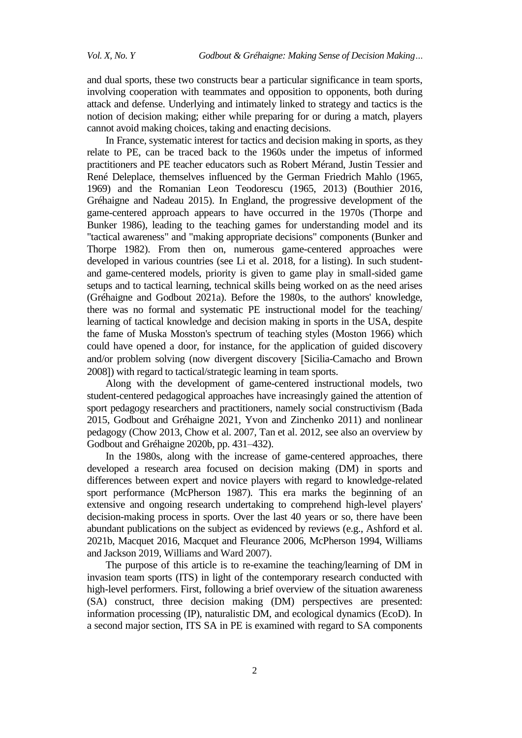and dual sports, these two constructs bear a particular significance in team sports, involving cooperation with teammates and opposition to opponents, both during attack and defense. Underlying and intimately linked to strategy and tactics is the notion of decision making; either while preparing for or during a match, players cannot avoid making choices, taking and enacting decisions.

In France, systematic interest for tactics and decision making in sports, as they relate to PE, can be traced back to the 1960s under the impetus of informed practitioners and PE teacher educators such as Robert Mérand, Justin Tessier and René Deleplace, themselves influenced by the German Friedrich Mahlo (1965, 1969) and the Romanian Leon Teodorescu (1965, 2013) (Bouthier 2016, Gréhaigne and Nadeau 2015). In England, the progressive development of the game-centered approach appears to have occurred in the 1970s (Thorpe and Bunker 1986), leading to the teaching games for understanding model and its "tactical awareness" and "making appropriate decisions" components (Bunker and Thorpe 1982). From then on, numerous game-centered approaches were developed in various countries (see Li et al. 2018, for a listing). In such student- and game-centered models, priority is given to game play in small-sided game setups and to tactical learning, technical skills being worked on as the need arises (Gréhaigne and Godbout 2021a). Before the 1980s, to the authors' knowledge, there was no formal and systematic PE instructional model for the teaching/ learning of tactical knowledge and decision making in sports in the USA, despite the fame of Muska Mosston's spectrum of teaching styles (Moston 1966) which could have opened a door, for instance, for the application of guided discovery and/or problem solving (now divergent discovery [Sicilia-Camacho and Brown 2008]) with regard to tactical/strategic learning in team sports.

Along with the development of game-centered instructional models, two student-centered pedagogical approaches have increasingly gained the attention of sport pedagogy researchers and practitioners, namely social constructivism (Bada 2015, Godbout and Gréhaigne 2021, Yvon and Zinchenko 2011) and nonlinear pedagogy (Chow 2013, Chow et al. 2007, Tan et al. 2012, see also an overview by Godbout and Gréhaigne 2020b, pp. 431–432).

In the 1980s, along with the increase of game-centered approaches, there developed a research area focused on decision making (DM) in sports and differences between expert and novice players with regard to knowledge-related sport performance (McPherson 1987). This era marks the beginning of an extensive and ongoing research undertaking to comprehend high-level players' decision-making process in sports. Over the last 40 years or so, there have been abundant publications on the subject as evidenced by reviews (e.g., Ashford et al. 2021b, Macquet 2016, Macquet and Fleurance 2006, McPherson 1994, Williams and Jackson 2019, Williams and Ward 2007).

The purpose of this article is to re-examine the teaching/learning of DM in invasion team sports (ITS) in light of the contemporary research conducted with high-level performers. First, following a brief overview of the situation awareness (SA) construct, three decision making (DM) perspectives are presented: information processing (IP), naturalistic DM, and ecological dynamics (EcoD). In a second major section, ITS SA in PE is examined with regard to SA components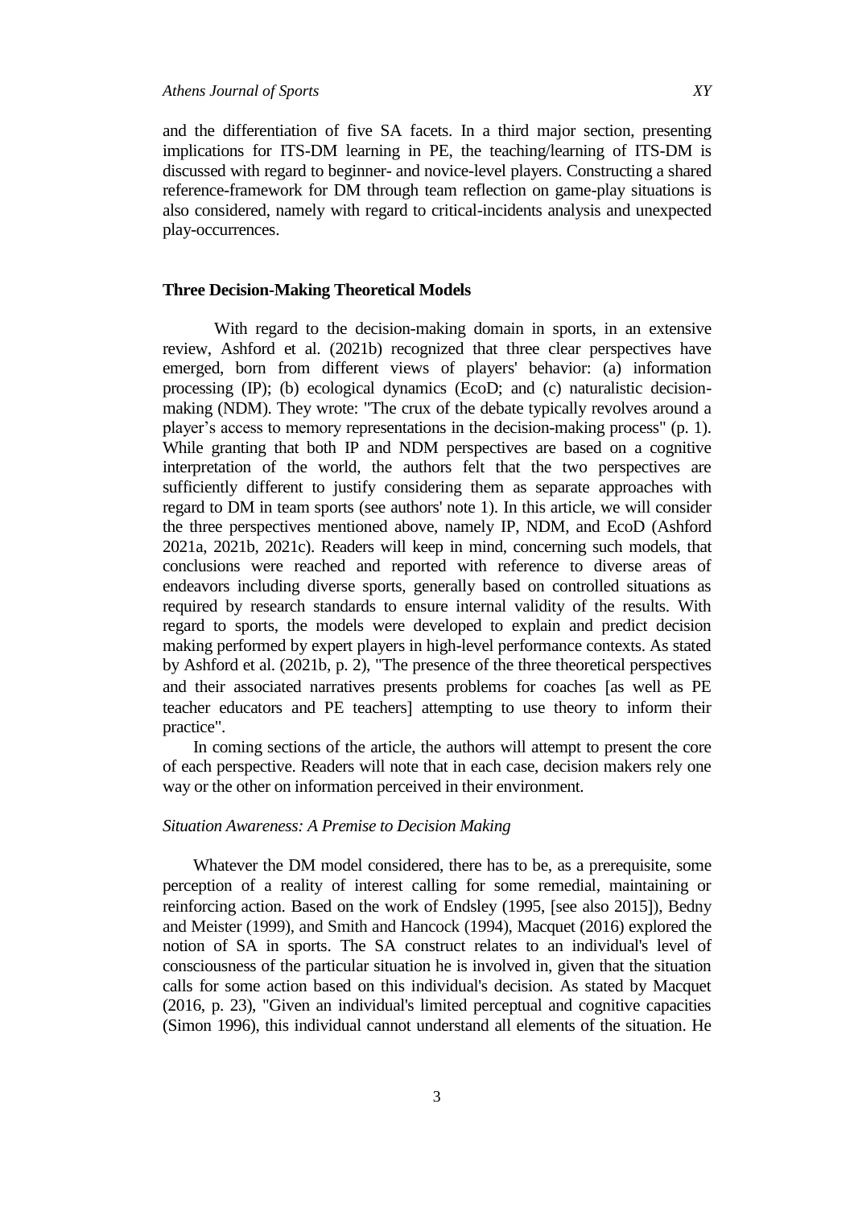and the differentiation of five SA facets. In a third major section, presenting implications for ITS-DM learning in PE, the teaching/learning of ITS-DM is discussed with regard to beginner- and novice-level players. Constructing a shared reference-framework for DM through team reflection on game-play situations is also considered, namely with regard to critical-incidents analysis and unexpected play-occurrences.

## Three Decision-Making Theoretical Models

With regard to the decision-making domain in sports, in an extensive review, Ashford et al. (2021b) recognized that three clear perspectives have emerged, born from different views of players' behavior: (a) information processing (IP); (b) ecological dynamics (EcoD; and (c) naturalistic decision-making (NDM). They wrote: "The crux of the debate typically revolves around a player's access to memory representations in the decision-making process" (p. 1). While granting that both IP and NDM perspectives are based on a cognitive interpretation of the world, the authors felt that the two perspectives are sufficiently different to justify considering them as separate approaches with regard to DM in team sports (see authors' note 1). In this article, we will consider the three perspectives mentioned above, namely IP, NDM, and EcoD (Ashford 2021a, 2021b, 2021c). Readers will keep in mind, concerning such models, that conclusions were reached and reported with reference to diverse areas of endeavors including diverse sports, generally based on controlled situations as required by research standards to ensure internal validity of the results. With regard to sports, the models were developed to explain and predict decision making performed by expert players in high-level performance contexts. As stated by Ashford et al. (2021b, p. 2), "The presence of the three theoretical perspectives and their associated narratives presents problems for coaches [as well as PE teacher educators and PE teachers] attempting to use theory to inform their practice".

In coming sections of the article, the authors will attempt to present the core of each perspective. Readers will note that in each case, decision makers rely one way or the other on information perceived in their environment.

### *Situation Awareness: A Premise to Decision Making*

Whatever the DM model considered, there has to be, as a prerequisite, some perception of a reality of interest calling for some remedial, maintaining or reinforcing action. Based on the work of Endsley (1995, [see also 2015]), Bedny and Meister (1999), and Smith and Hancock (1994), Macquet (2016) explored the notion of SA in sports. The SA construct relates to an individual's level of consciousness of the particular situation he is involved in, given that the situation calls for some action based on this individual's decision. As stated by Macquet (2016, p. 23), "Given an individual's limited perceptual and cognitive capacities (Simon 1996), this individual cannot understand all elements of the situation. He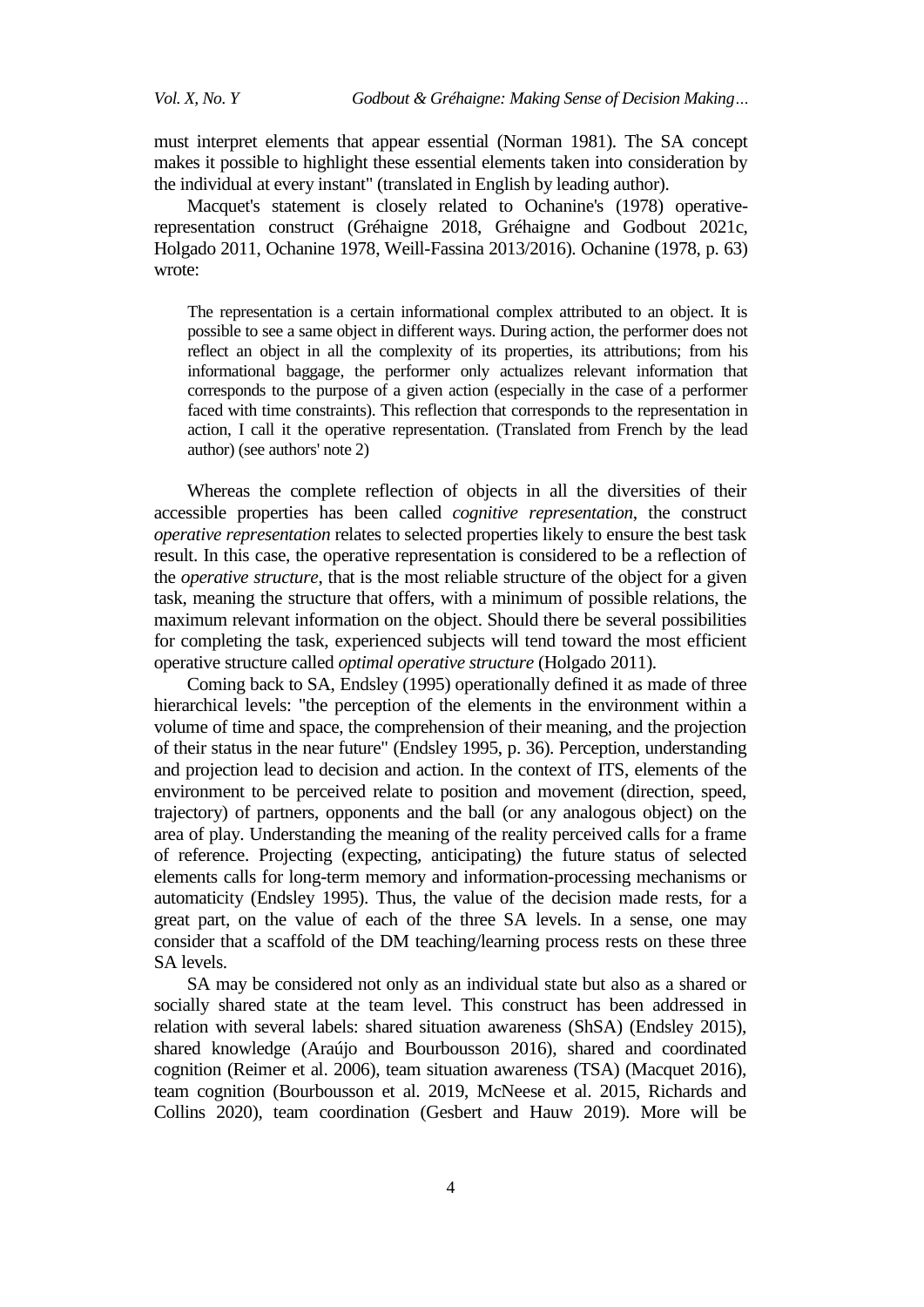must interpret elements that appear essential (Norman 1981). The SA concept makes it possible to highlight these essential elements taken into consideration by the individual at every instant" (translated in English by leading author).

Macquet's statement is closely related to Ochanine's (1978) operative-representation construct (Gréhaigne 2018, Gréhaigne and Godbout 2021c, Holgado 2011, Ochanine 1978, Weill-Fassina 2013/2016). Ochanine (1978, p. 63) wrote:

> The representation is a certain informational complex attributed to an object. It is possible to see a same object in different ways. During action, the performer does not reflect an object in all the complexity of its properties, its attributions; from his informational baggage, the performer only actualizes relevant information that corresponds to the purpose of a given action (especially in the case of a performer faced with time constraints). This reflection that corresponds to the representation in action, I call it the operative representation. (Translated from French by the lead author) (see authors' note 2)

Whereas the complete reflection of objects in all the diversities of their accessible properties has been called *cognitive representation*, the construct *operative representation* relates to selected properties likely to ensure the best task result. In this case, the operative representation is considered to be a reflection of the *operative structure*, that is the most reliable structure of the object for a given task, meaning the structure that offers, with a minimum of possible relations, the maximum relevant information on the object. Should there be several possibilities for completing the task, experienced subjects will tend toward the most efficient operative structure called *optimal operative structure* (Holgado 2011).

Coming back to SA, Endsley (1995) operationally defined it as made of three hierarchical levels: "the perception of the elements in the environment within a volume of time and space, the comprehension of their meaning, and the projection of their status in the near future" (Endsley 1995, p. 36). Perception, understanding and projection lead to decision and action. In the context of ITS, elements of the environment to be perceived relate to position and movement (direction, speed, trajectory) of partners, opponents and the ball (or any analogous object) on the area of play. Understanding the meaning of the reality perceived calls for a frame of reference. Projecting (expecting, anticipating) the future status of selected elements calls for long-term memory and information-processing mechanisms or automaticity (Endsley 1995). Thus, the value of the decision made rests, for a great part, on the value of each of the three SA levels. In a sense, one may consider that a scaffold of the DM teaching/learning process rests on these three SA levels.

SA may be considered not only as an individual state but also as a shared or socially shared state at the team level. This construct has been addressed in relation with several labels: shared situation awareness (ShSA) (Endsley 2015), shared knowledge (Araújo and Bourbousson 2016), shared and coordinated cognition (Reimer et al. 2006), team situation awareness (TSA) (Macquet 2016), team cognition (Bourbousson et al. 2019, McNeese et al. 2015, Richards and Collins 2020), team coordination (Gesbert and Hauw 2019). More will be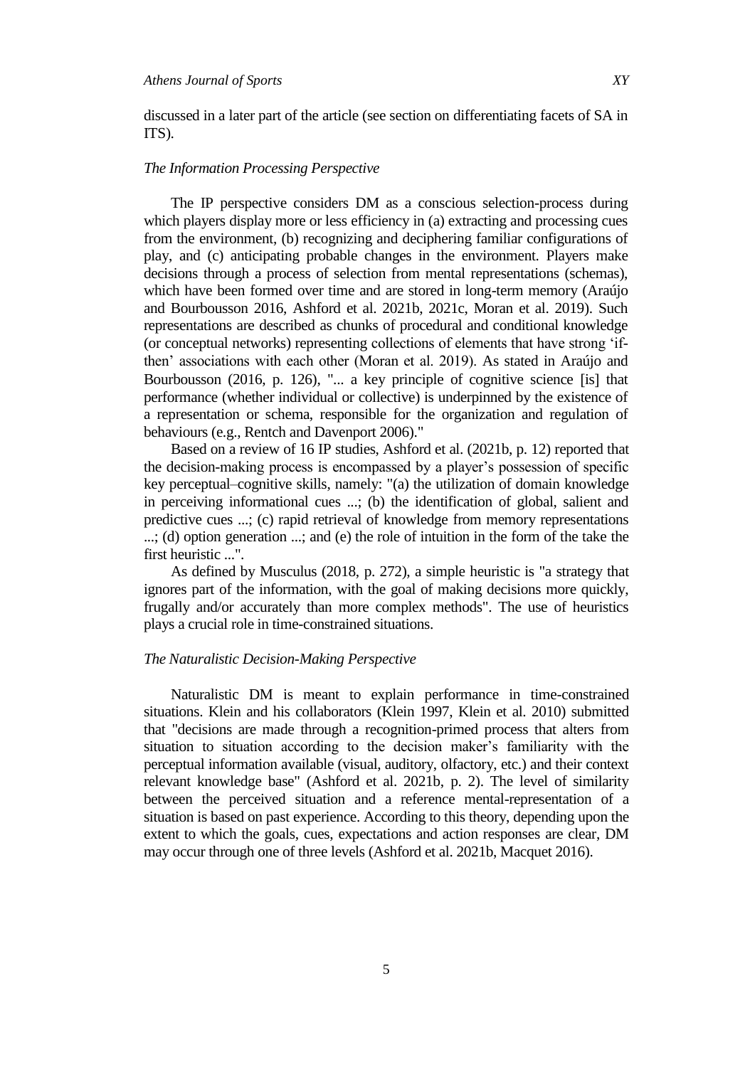discussed in a later part of the article (see section on differentiating facets of SA in ITS).

### *The Information Processing Perspective*

The IP perspective considers DM as a conscious selection-process during which players display more or less efficiency in (a) extracting and processing cues from the environment, (b) recognizing and deciphering familiar configurations of play, and (c) anticipating probable changes in the environment. Players make decisions through a process of selection from mental representations (schemas), which have been formed over time and are stored in long-term memory (Araújo and Bourbousson 2016, Ashford et al. 2021b, 2021c, Moran et al. 2019). Such representations are described as chunks of procedural and conditional knowledge (or conceptual networks) representing collections of elements that have strong 'if-then' associations with each other (Moran et al. 2019). As stated in Araújo and Bourbousson (2016, p. 126), "... a key principle of cognitive science [is] that performance (whether individual or collective) is underpinned by the existence of a representation or schema, responsible for the organization and regulation of behaviours (e.g., Rentch and Davenport 2006)."

Based on a review of 16 IP studies, Ashford et al. (2021b, p. 12) reported that the decision-making process is encompassed by a player's possession of specific key perceptual–cognitive skills, namely: "(a) the utilization of domain knowledge in perceiving informational cues ...; (b) the identification of global, salient and predictive cues ...; (c) rapid retrieval of knowledge from memory representations ...; (d) option generation ...; and (e) the role of intuition in the form of the take the first heuristic ...".

As defined by Musculus (2018, p. 272), a simple heuristic is "a strategy that ignores part of the information, with the goal of making decisions more quickly, frugally and/or accurately than more complex methods". The use of heuristics plays a crucial role in time-constrained situations.

### *The Naturalistic Decision-Making Perspective*

Naturalistic DM is meant to explain performance in time-constrained situations. Klein and his collaborators (Klein 1997, Klein et al. 2010) submitted that "decisions are made through a recognition-primed process that alters from situation to situation according to the decision maker's familiarity with the perceptual information available (visual, auditory, olfactory, etc.) and their context relevant knowledge base" (Ashford et al. 2021b, p. 2). The level of similarity between the perceived situation and a reference mental-representation of a situation is based on past experience. According to this theory, depending upon the extent to which the goals, cues, expectations and action responses are clear, DM may occur through one of three levels (Ashford et al. 2021b, Macquet 2016).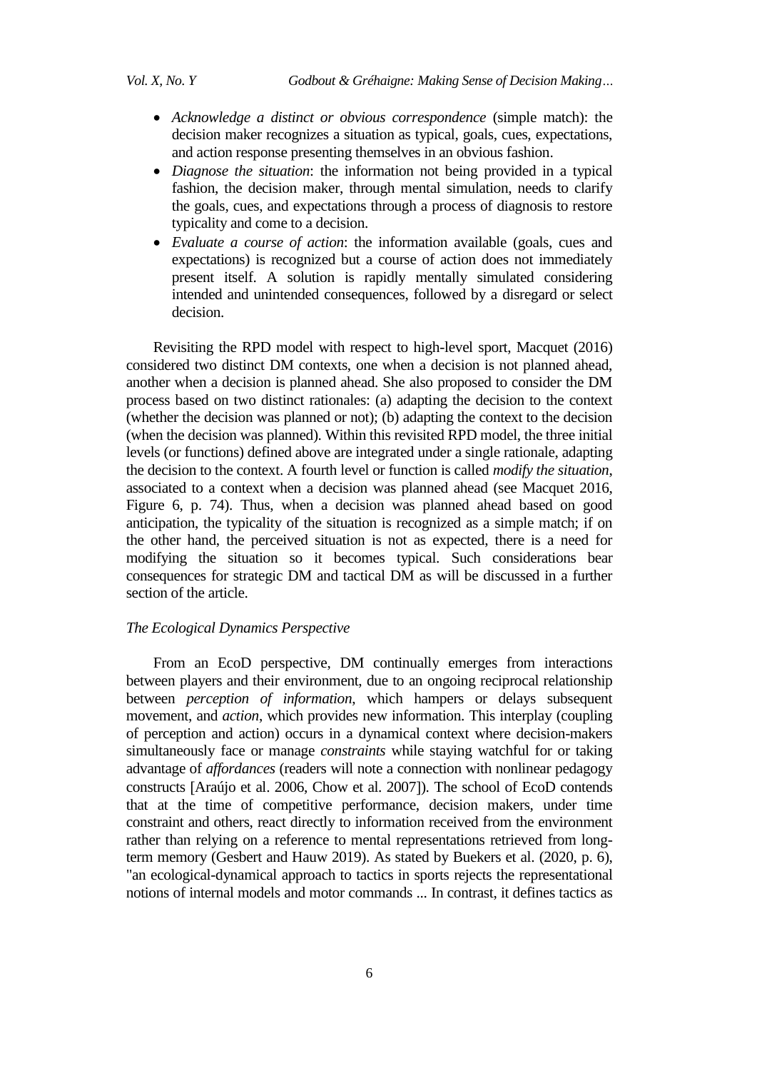- *Acknowledge a distinct or obvious correspondence* (simple match): the decision maker recognizes a situation as typical, goals, cues, expectations, and action response presenting themselves in an obvious fashion.
- *Diagnose the situation*: the information not being provided in a typical fashion, the decision maker, through mental simulation, needs to clarify the goals, cues, and expectations through a process of diagnosis to restore typicality and come to a decision.
- *Evaluate a course of action*: the information available (goals, cues and expectations) is recognized but a course of action does not immediately present itself. A solution is rapidly mentally simulated considering intended and unintended consequences, followed by a disregard or select decision.

Revisiting the RPD model with respect to high-level sport, Macquet (2016) considered two distinct DM contexts, one when a decision is not planned ahead, another when a decision is planned ahead. She also proposed to consider the DM process based on two distinct rationales: (a) adapting the decision to the context (whether the decision was planned or not); (b) adapting the context to the decision (when the decision was planned). Within this revisited RPD model, the three initial levels (or functions) defined above are integrated under a single rationale, adapting the decision to the context. A fourth level or function is called *modify the situation*, associated to a context when a decision was planned ahead (see Macquet 2016, Figure 6, p. 74). Thus, when a decision was planned ahead based on good anticipation, the typicality of the situation is recognized as a simple match; if on the other hand, the perceived situation is not as expected, there is a need for modifying the situation so it becomes typical. Such considerations bear consequences for strategic DM and tactical DM as will be discussed in a further section of the article.

*The Ecological Dynamics Perspective*

From an EcoD perspective, DM continually emerges from interactions between players and their environment, due to an ongoing reciprocal relationship between *perception of information*, which hampers or delays subsequent movement, and *action*, which provides new information. This interplay (coupling of perception and action) occurs in a dynamical context where decision-makers simultaneously face or manage *constraints* while staying watchful for or taking advantage of *affordances* (readers will note a connection with nonlinear pedagogy constructs [Araújo et al. 2006, Chow et al. 2007]). The school of EcoD contends that at the time of competitive performance, decision makers, under time constraint and others, react directly to information received from the environment rather than relying on a reference to mental representations retrieved from long-term memory (Gesbert and Hauw 2019). As stated by Buekers et al. (2020, p. 6), "an ecological-dynamical approach to tactics in sports rejects the representational notions of internal models and motor commands ... In contrast, it defines tactics as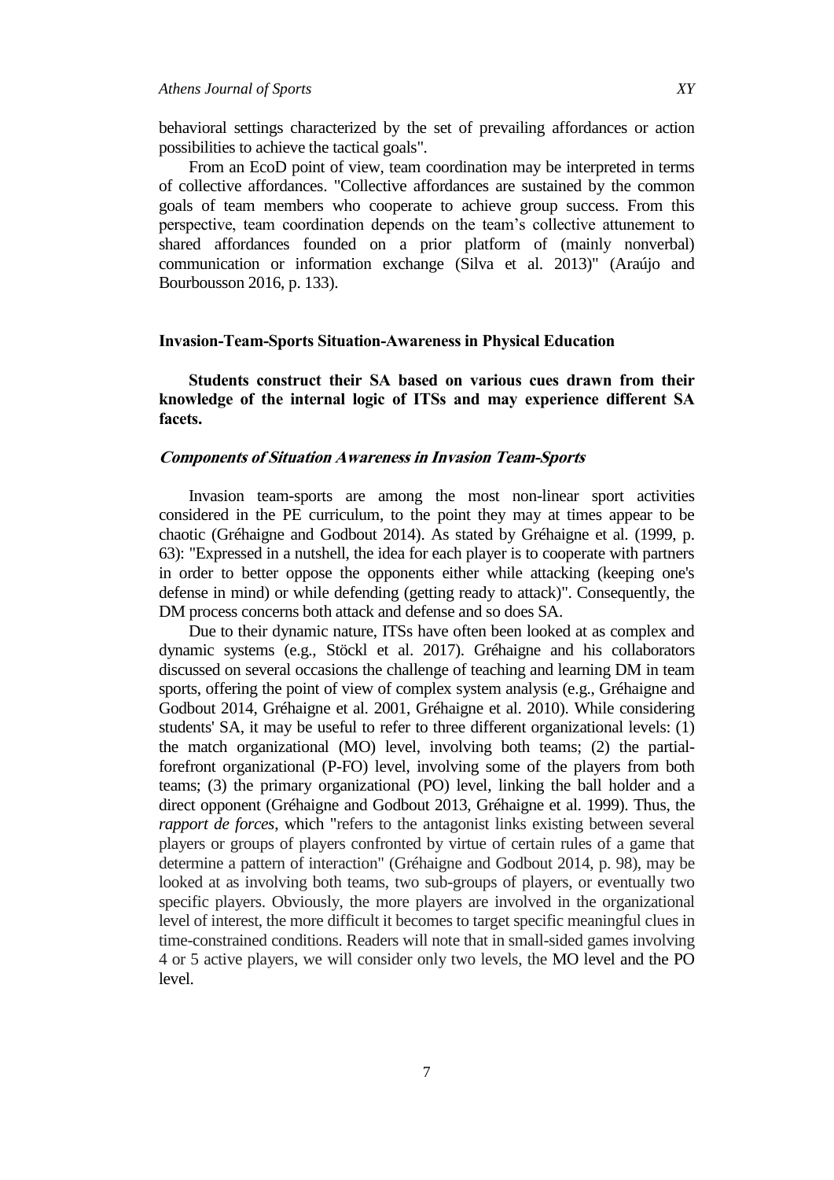behavioral settings characterized by the set of prevailing affordances or action possibilities to achieve the tactical goals".

From an EcoD point of view, team coordination may be interpreted in terms of collective affordances. "Collective affordances are sustained by the common goals of team members who cooperate to achieve group success. From this perspective, team coordination depends on the team's collective attunement to shared affordances founded on a prior platform of (mainly nonverbal) communication or information exchange (Silva et al. 2013)" (Araújo and Bourbousson 2016, p. 133).

## Invasion-Team-Sports Situation-Awareness in Physical Education

**Students construct their SA based on various cues drawn from their knowledge of the internal logic of ITSs and may experience different SA facets.**

### *Components of Situation Awareness in Invasion Team-Sports*

Invasion team-sports are among the most non-linear sport activities considered in the PE curriculum, to the point they may at times appear to be chaotic (Gréhaigne and Godbout 2014). As stated by Gréhaigne et al. (1999, p. 63): "Expressed in a nutshell, the idea for each player is to cooperate with partners in order to better oppose the opponents either while attacking (keeping one's defense in mind) or while defending (getting ready to attack)". Consequently, the DM process concerns both attack and defense and so does SA.

Due to their dynamic nature, ITSs have often been looked at as complex and dynamic systems (e.g., Stöckl et al. 2017). Gréhaigne and his collaborators discussed on several occasions the challenge of teaching and learning DM in team sports, offering the point of view of complex system analysis (e.g., Gréhaigne and Godbout 2014, Gréhaigne et al. 2001, Gréhaigne et al. 2010). While considering students' SA, it may be useful to refer to three different organizational levels: (1) the match organizational (MO) level, involving both teams; (2) the partial-forefront organizational (P-FO) level, involving some of the players from both teams; (3) the primary organizational (PO) level, linking the ball holder and a direct opponent (Gréhaigne and Godbout 2013, Gréhaigne et al. 1999). Thus, the *rapport de forces*, which "refers to the antagonist links existing between several players or groups of players confronted by virtue of certain rules of a game that determine a pattern of interaction" (Gréhaigne and Godbout 2014, p. 98), may be looked at as involving both teams, two sub-groups of players, or eventually two specific players. Obviously, the more players are involved in the organizational level of interest, the more difficult it becomes to target specific meaningful clues in time-constrained conditions. Readers will note that in small-sided games involving 4 or 5 active players, we will consider only two levels, the MO level and the PO level.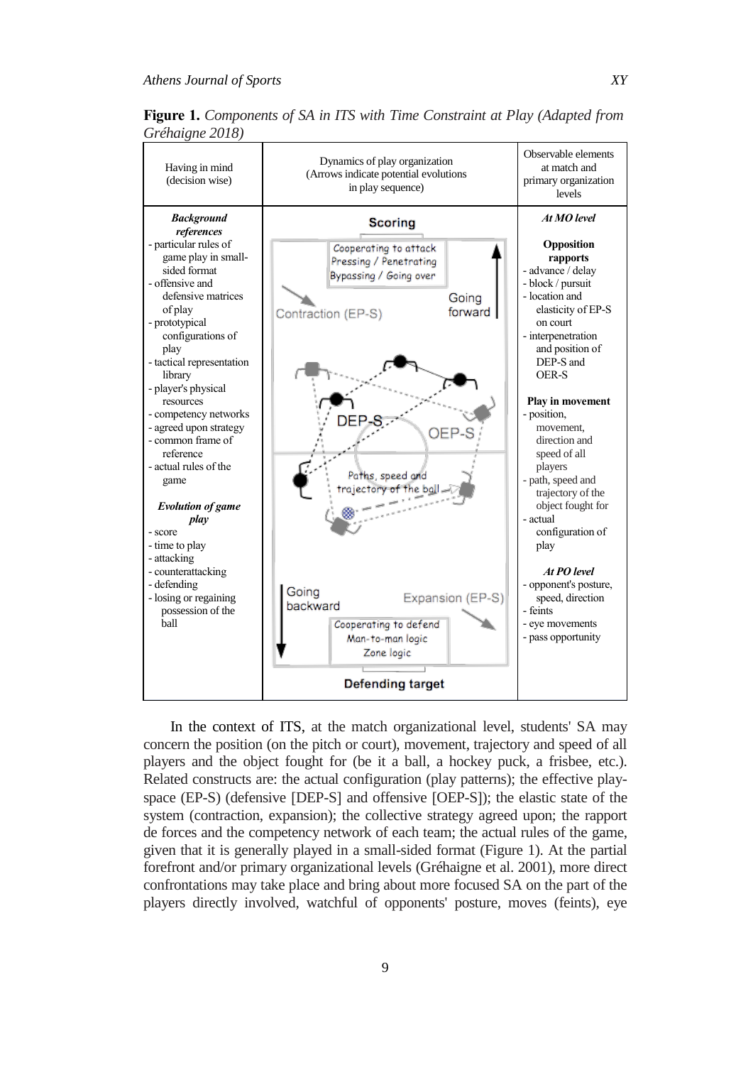**Figure 1.** *Components of SA in ITS with Time Constraint at Play (Adapted from Gréhaigne 2018)*

| Having in mind (decision wise) | Dynamics of play organization (Arrows indicate potential evolutions in play sequence) | Observable elements at match and primary organization levels |
|---|---|---|
| ***Background references*** <br> - particular rules of game play in small-sided format <br> - offensive and defensive matrices of play <br> - prototypical configurations of play <br> - tactical representation library <br> - player's physical resources <br> - competency networks <br> - agreed upon strategy <br> - common frame of reference <br> - actual rules of the game <br><br> ***Evolution of game play*** <br> - score <br> - time to play <br> - attacking <br> - counterattacking <br> - defending <br> - losing or regaining possession of the ball | **Scoring** <br> Cooperating to attack <br> Pressing / Penetrating <br> Bypassing / Going over <br> Contraction (EP-S) <br> Going forward <br> DEP-S <br> OEP-S <br> Paths, speed and trajectory of the ball <br> Going backward <br> Expansion (EP-S) <br> Cooperating to defend <br> Man-to-man logic <br> Zone logic <br> **Defending target** | ***At MO level*** <br><br> **Opposition rapports** <br> - advance / delay <br> - block / pursuit <br> - location and elasticity of EP-S on court <br> - interpenetration and position of DEP-S and OER-S <br><br> **Play in movement** <br> - position, movement, direction and speed of all players <br> - path, speed and trajectory of the object fought for <br> - actual configuration of play <br><br> ***At PO level*** <br> - opponent's posture, speed, direction <br> - feints <br> - eye movements <br> - pass opportunity |

In the context of ITS, at the match organizational level, students' SA may concern the position (on the pitch or court), movement, trajectory and speed of all players and the object fought for (be it a ball, a hockey puck, a frisbee, etc.). Related constructs are: the actual configuration (play patterns); the effective play-space (EP-S) (defensive [DEP-S] and offensive [OEP-S]); the elastic state of the system (contraction, expansion); the collective strategy agreed upon; the rapport de forces and the competency network of each team; the actual rules of the game, given that it is generally played in a small-sided format (Figure 1). At the partial forefront and/or primary organizational levels (Gréhaigne et al. 2001), more direct confrontations may take place and bring about more focused SA on the part of the players directly involved, watchful of opponents' posture, moves (feints), eye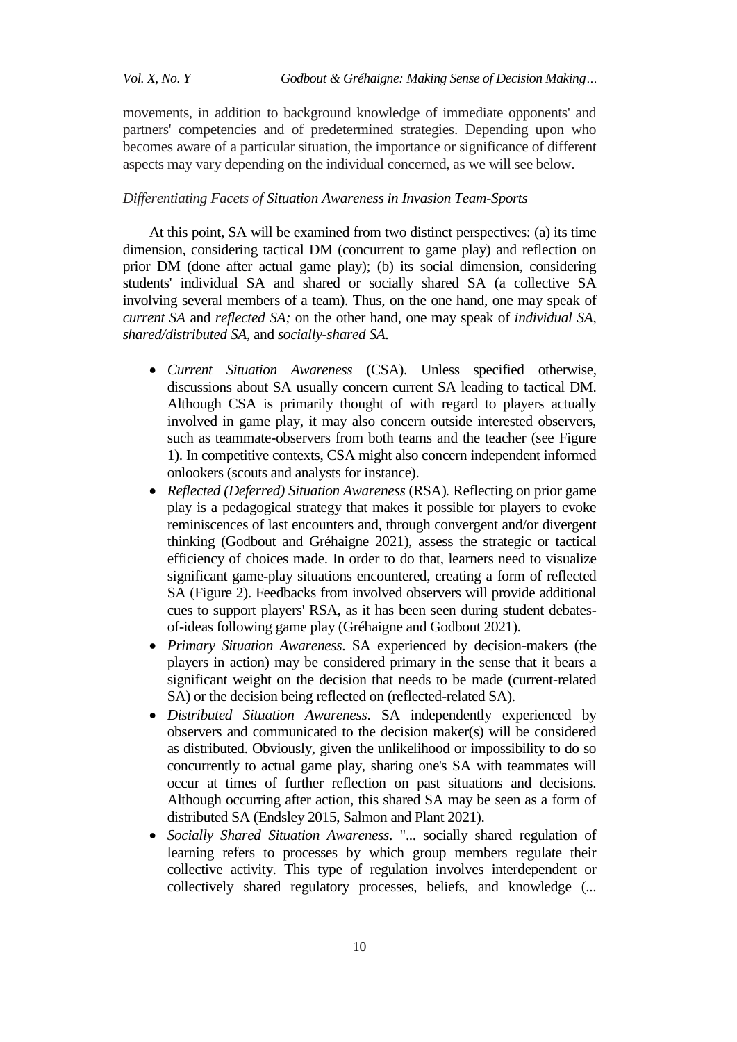movements, in addition to background knowledge of immediate opponents' and partners' competencies and of predetermined strategies. Depending upon who becomes aware of a particular situation, the importance or significance of different aspects may vary depending on the individual concerned, as we will see below.

*Differentiating Facets of Situation Awareness in Invasion Team-Sports*

At this point, SA will be examined from two distinct perspectives: (a) its time dimension, considering tactical DM (concurrent to game play) and reflection on prior DM (done after actual game play); (b) its social dimension, considering students' individual SA and shared or socially shared SA (a collective SA involving several members of a team). Thus, on the one hand, one may speak of *current SA* and *reflected SA;* on the other hand, one may speak of *individual SA*, *shared/distributed SA*, and *socially-shared SA.*

- *Current Situation Awareness* (CSA). Unless specified otherwise, discussions about SA usually concern current SA leading to tactical DM. Although CSA is primarily thought of with regard to players actually involved in game play, it may also concern outside interested observers, such as teammate-observers from both teams and the teacher (see Figure 1). In competitive contexts, CSA might also concern independent informed onlookers (scouts and analysts for instance).
- *Reflected (Deferred) Situation Awareness* (RSA)*.* Reflecting on prior game play is a pedagogical strategy that makes it possible for players to evoke reminiscences of last encounters and, through convergent and/or divergent thinking (Godbout and Gréhaigne 2021), assess the strategic or tactical efficiency of choices made. In order to do that, learners need to visualize significant game-play situations encountered, creating a form of reflected SA (Figure 2). Feedbacks from involved observers will provide additional cues to support players' RSA, as it has been seen during student debates-of-ideas following game play (Gréhaigne and Godbout 2021)*.*
- *Primary Situation Awareness*. SA experienced by decision-makers (the players in action) may be considered primary in the sense that it bears a significant weight on the decision that needs to be made (current-related SA) or the decision being reflected on (reflected-related SA).
- *Distributed Situation Awareness*. SA independently experienced by observers and communicated to the decision maker(s) will be considered as distributed. Obviously, given the unlikelihood or impossibility to do so concurrently to actual game play, sharing one's SA with teammates will occur at times of further reflection on past situations and decisions. Although occurring after action, this shared SA may be seen as a form of distributed SA (Endsley 2015, Salmon and Plant 2021).
- *Socially Shared Situation Awareness*. "... socially shared regulation of learning refers to processes by which group members regulate their collective activity. This type of regulation involves interdependent or collectively shared regulatory processes, beliefs, and knowledge (...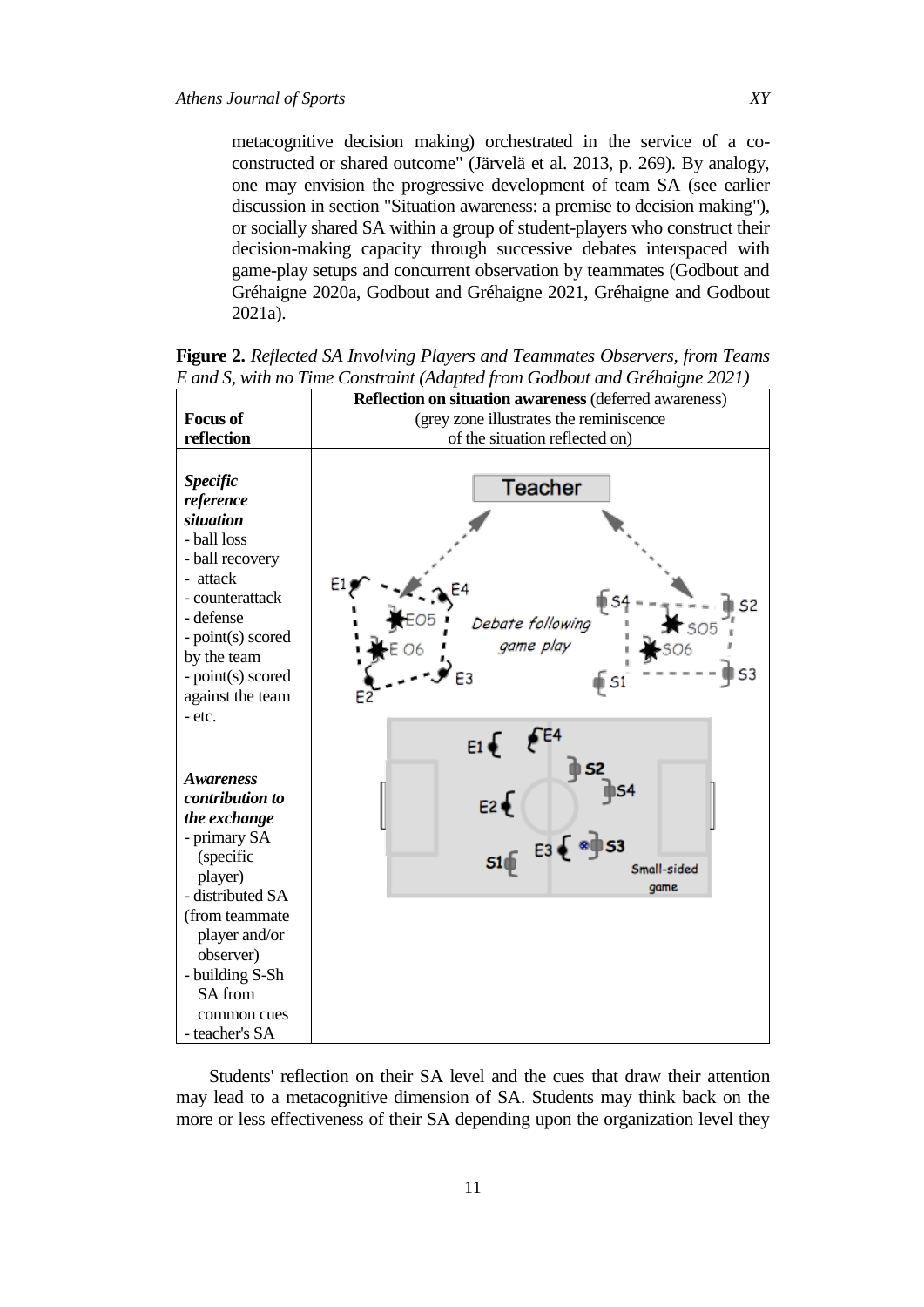metacognitive decision making) orchestrated in the service of a co-constructed or shared outcome" (Järvelä et al. 2013, p. 269). By analogy, one may envision the progressive development of team SA (see earlier discussion in section "Situation awareness: a premise to decision making"), or socially shared SA within a group of student-players who construct their decision-making capacity through successive debates interspaced with game-play setups and concurrent observation by teammates (Godbout and Gréhaigne 2020a, Godbout and Gréhaigne 2021, Gréhaigne and Godbout 2021a).

**Figure 2.** *Reflected SA Involving Players and Teammates Observers, from Teams E and S, with no Time Constraint (Adapted from Godbout and Gréhaigne 2021)*

| **Focus of reflection** | **Reflection on situation awareness** (deferred awareness) (grey zone illustrates the reminiscence of the situation reflected on) |
|---|---|
| ***Specific reference situation*** <br> - ball loss <br> - ball recovery <br> - attack <br> - counterattack <br> - defense <br> - point(s) scored by the team <br> - point(s) scored against the team <br> - etc. <br><br> ***Awareness contribution to the exchange*** <br> - primary SA (specific player) <br> - distributed SA (from teammate player and/or observer) <br> - building S-Sh SA from common cues <br> - teacher's SA | Teacher <br> E1, E4, EO5, E O6, E2, E3 — *Debate following game play* — S4, S2, SO5, SO6, S1, S3 <br> E1, E4, S2, S4, E2, E3, S3, S1 — Small-sided game |

Students' reflection on their SA level and the cues that draw their attention may lead to a metacognitive dimension of SA. Students may think back on the more or less effectiveness of their SA depending upon the organization level they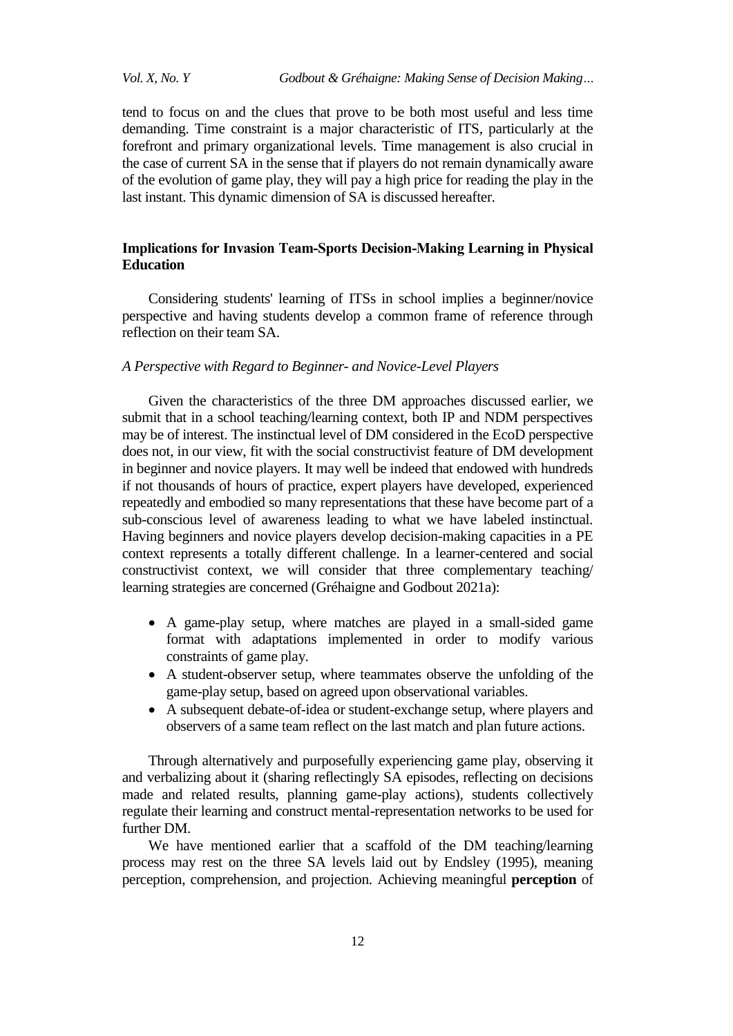tend to focus on and the clues that prove to be both most useful and less time demanding. Time constraint is a major characteristic of ITS, particularly at the forefront and primary organizational levels. Time management is also crucial in the case of current SA in the sense that if players do not remain dynamically aware of the evolution of game play, they will pay a high price for reading the play in the last instant. This dynamic dimension of SA is discussed hereafter.

## Implications for Invasion Team-Sports Decision-Making Learning in Physical Education

Considering students' learning of ITSs in school implies a beginner/novice perspective and having students develop a common frame of reference through reflection on their team SA.

### *A Perspective with Regard to Beginner- and Novice-Level Players*

Given the characteristics of the three DM approaches discussed earlier, we submit that in a school teaching/learning context, both IP and NDM perspectives may be of interest. The instinctual level of DM considered in the EcoD perspective does not, in our view, fit with the social constructivist feature of DM development in beginner and novice players. It may well be indeed that endowed with hundreds if not thousands of hours of practice, expert players have developed, experienced repeatedly and embodied so many representations that these have become part of a sub-conscious level of awareness leading to what we have labeled instinctual. Having beginners and novice players develop decision-making capacities in a PE context represents a totally different challenge. In a learner-centered and social constructivist context, we will consider that three complementary teaching/ learning strategies are concerned (Gréhaigne and Godbout 2021a):

- A game-play setup, where matches are played in a small-sided game format with adaptations implemented in order to modify various constraints of game play.
- A student-observer setup, where teammates observe the unfolding of the game-play setup, based on agreed upon observational variables.
- A subsequent debate-of-idea or student-exchange setup, where players and observers of a same team reflect on the last match and plan future actions.

Through alternatively and purposefully experiencing game play, observing it and verbalizing about it (sharing reflectingly SA episodes, reflecting on decisions made and related results, planning game-play actions), students collectively regulate their learning and construct mental-representation networks to be used for further DM.

We have mentioned earlier that a scaffold of the DM teaching/learning process may rest on the three SA levels laid out by Endsley (1995), meaning perception, comprehension, and projection. Achieving meaningful **perception** of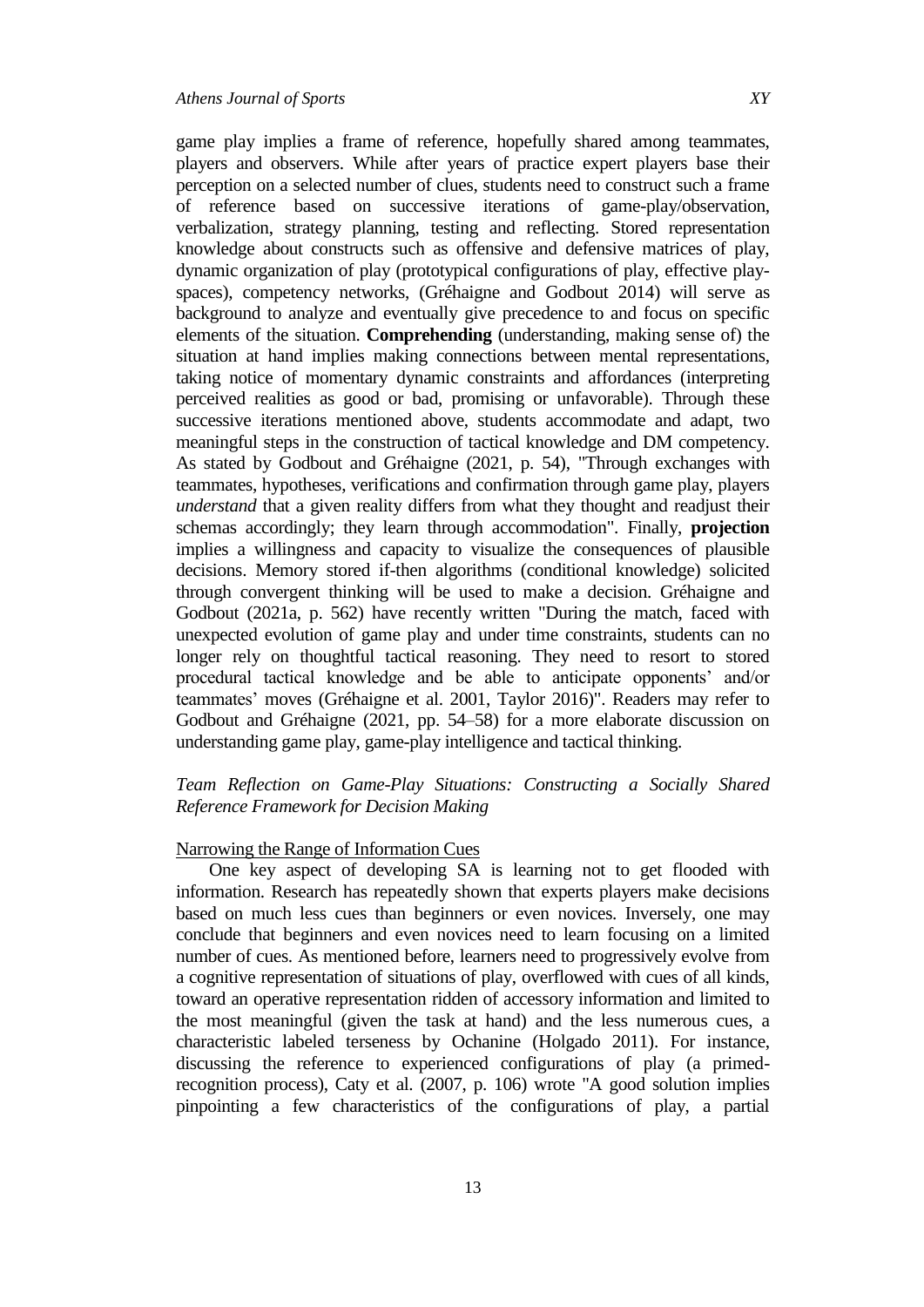game play implies a frame of reference, hopefully shared among teammates, players and observers. While after years of practice expert players base their perception on a selected number of clues, students need to construct such a frame of reference based on successive iterations of game-play/observation, verbalization, strategy planning, testing and reflecting. Stored representation knowledge about constructs such as offensive and defensive matrices of play, dynamic organization of play (prototypical configurations of play, effective play-spaces), competency networks, (Gréhaigne and Godbout 2014) will serve as background to analyze and eventually give precedence to and focus on specific elements of the situation. **Comprehending** (understanding, making sense of) the situation at hand implies making connections between mental representations, taking notice of momentary dynamic constraints and affordances (interpreting perceived realities as good or bad, promising or unfavorable). Through these successive iterations mentioned above, students accommodate and adapt, two meaningful steps in the construction of tactical knowledge and DM competency. As stated by Godbout and Gréhaigne (2021, p. 54), "Through exchanges with teammates, hypotheses, verifications and confirmation through game play, players *understand* that a given reality differs from what they thought and readjust their schemas accordingly; they learn through accommodation". Finally, **projection** implies a willingness and capacity to visualize the consequences of plausible decisions. Memory stored if-then algorithms (conditional knowledge) solicited through convergent thinking will be used to make a decision. Gréhaigne and Godbout (2021a, p. 562) have recently written "During the match, faced with unexpected evolution of game play and under time constraints, students can no longer rely on thoughtful tactical reasoning. They need to resort to stored procedural tactical knowledge and be able to anticipate opponents' and/or teammates' moves (Gréhaigne et al. 2001, Taylor 2016)". Readers may refer to Godbout and Gréhaigne (2021, pp. 54–58) for a more elaborate discussion on understanding game play, game-play intelligence and tactical thinking.

### *Team Reflection on Game-Play Situations: Constructing a Socially Shared Reference Framework for Decision Making*

#### Narrowing the Range of Information Cues

One key aspect of developing SA is learning not to get flooded with information. Research has repeatedly shown that experts players make decisions based on much less cues than beginners or even novices. Inversely, one may conclude that beginners and even novices need to learn focusing on a limited number of cues. As mentioned before, learners need to progressively evolve from a cognitive representation of situations of play, overflowed with cues of all kinds, toward an operative representation ridden of accessory information and limited to the most meaningful (given the task at hand) and the less numerous cues, a characteristic labeled terseness by Ochanine (Holgado 2011). For instance, discussing the reference to experienced configurations of play (a primed-recognition process), Caty et al. (2007, p. 106) wrote "A good solution implies pinpointing a few characteristics of the configurations of play, a partial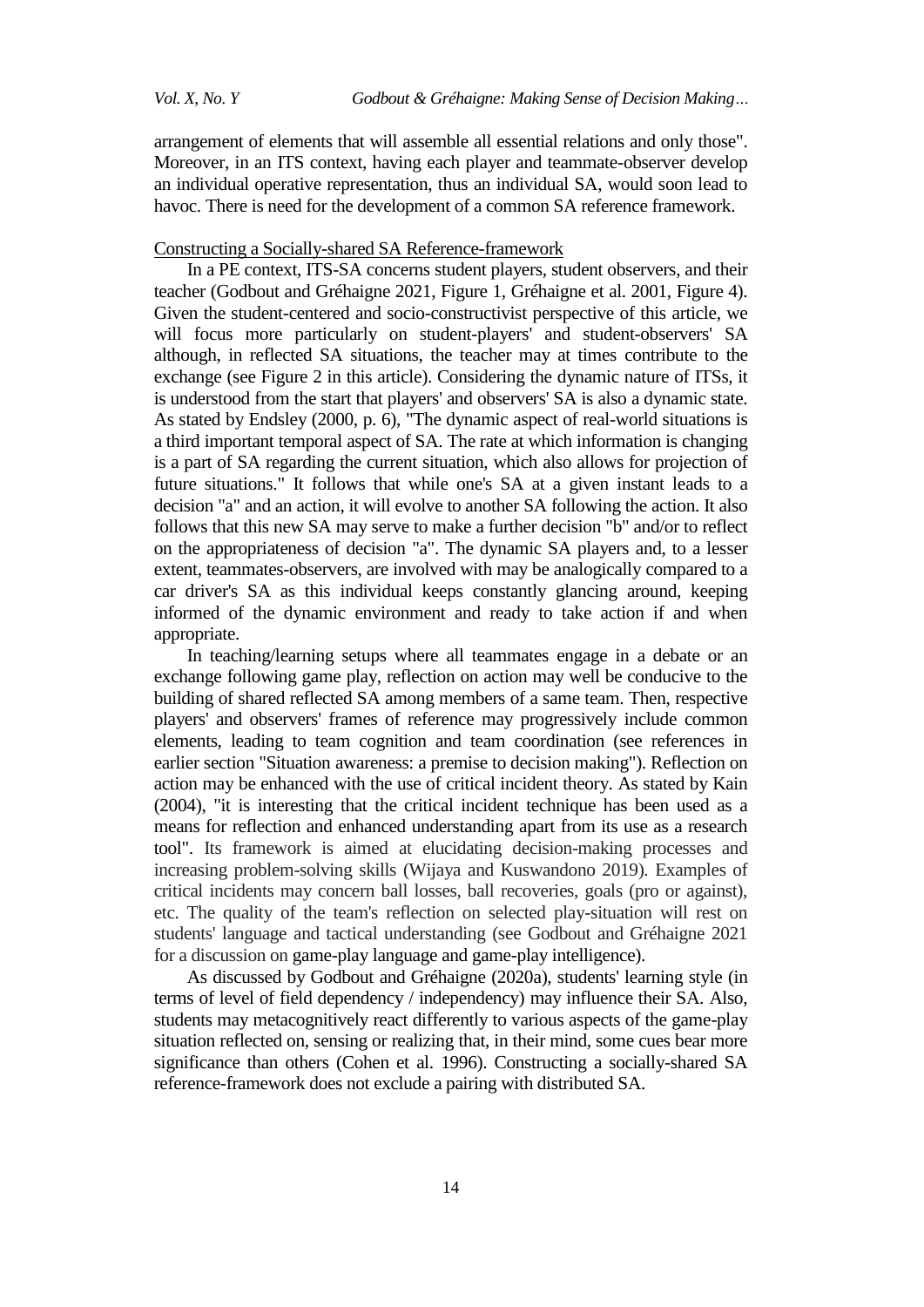arrangement of elements that will assemble all essential relations and only those". Moreover, in an ITS context, having each player and teammate-observer develop an individual operative representation, thus an individual SA, would soon lead to havoc. There is need for the development of a common SA reference framework.

## Constructing a Socially-shared SA Reference-framework

In a PE context, ITS-SA concerns student players, student observers, and their teacher (Godbout and Gréhaigne 2021, Figure 1, Gréhaigne et al. 2001, Figure 4). Given the student-centered and socio-constructivist perspective of this article, we will focus more particularly on student-players' and student-observers' SA although, in reflected SA situations, the teacher may at times contribute to the exchange (see Figure 2 in this article). Considering the dynamic nature of ITSs, it is understood from the start that players' and observers' SA is also a dynamic state. As stated by Endsley (2000, p. 6), "The dynamic aspect of real-world situations is a third important temporal aspect of SA. The rate at which information is changing is a part of SA regarding the current situation, which also allows for projection of future situations." It follows that while one's SA at a given instant leads to a decision "a" and an action, it will evolve to another SA following the action. It also follows that this new SA may serve to make a further decision "b" and/or to reflect on the appropriateness of decision "a". The dynamic SA players and, to a lesser extent, teammates-observers, are involved with may be analogically compared to a car driver's SA as this individual keeps constantly glancing around, keeping informed of the dynamic environment and ready to take action if and when appropriate.

In teaching/learning setups where all teammates engage in a debate or an exchange following game play, reflection on action may well be conducive to the building of shared reflected SA among members of a same team. Then, respective players' and observers' frames of reference may progressively include common elements, leading to team cognition and team coordination (see references in earlier section "Situation awareness: a premise to decision making"). Reflection on action may be enhanced with the use of critical incident theory. As stated by Kain (2004), "it is interesting that the critical incident technique has been used as a means for reflection and enhanced understanding apart from its use as a research tool". Its framework is aimed at elucidating decision-making processes and increasing problem-solving skills (Wijaya and Kuswandono 2019). Examples of critical incidents may concern ball losses, ball recoveries, goals (pro or against), etc. The quality of the team's reflection on selected play-situation will rest on students' language and tactical understanding (see Godbout and Gréhaigne 2021 for a discussion on game-play language and game-play intelligence).

As discussed by Godbout and Gréhaigne (2020a), students' learning style (in terms of level of field dependency / independency) may influence their SA. Also, students may metacognitively react differently to various aspects of the game-play situation reflected on, sensing or realizing that, in their mind, some cues bear more significance than others (Cohen et al. 1996). Constructing a socially-shared SA reference-framework does not exclude a pairing with distributed SA.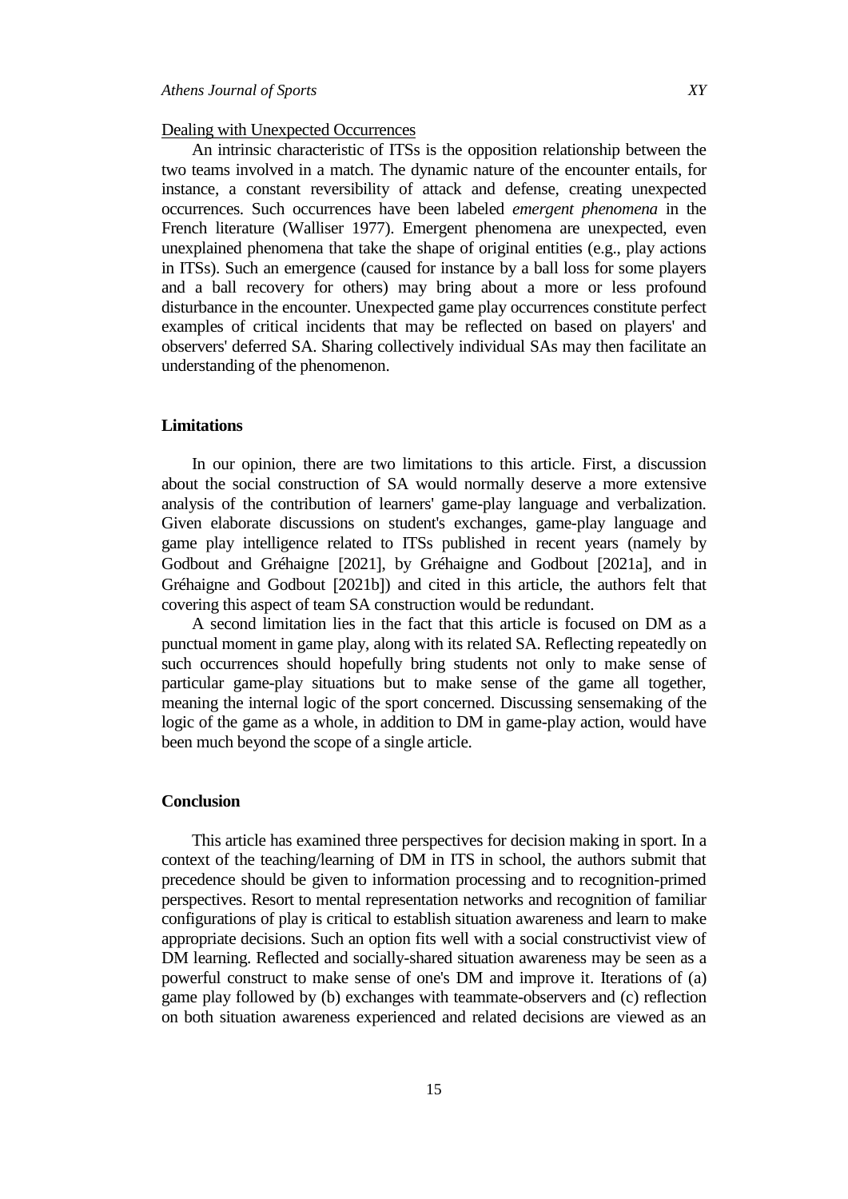Dealing with Unexpected Occurrences

An intrinsic characteristic of ITSs is the opposition relationship between the two teams involved in a match. The dynamic nature of the encounter entails, for instance, a constant reversibility of attack and defense, creating unexpected occurrences. Such occurrences have been labeled *emergent phenomena* in the French literature (Walliser 1977). Emergent phenomena are unexpected, even unexplained phenomena that take the shape of original entities (e.g., play actions in ITSs). Such an emergence (caused for instance by a ball loss for some players and a ball recovery for others) may bring about a more or less profound disturbance in the encounter. Unexpected game play occurrences constitute perfect examples of critical incidents that may be reflected on based on players' and observers' deferred SA. Sharing collectively individual SAs may then facilitate an understanding of the phenomenon.

## Limitations

In our opinion, there are two limitations to this article. First, a discussion about the social construction of SA would normally deserve a more extensive analysis of the contribution of learners' game-play language and verbalization. Given elaborate discussions on student's exchanges, game-play language and game play intelligence related to ITSs published in recent years (namely by Godbout and Gréhaigne [2021], by Gréhaigne and Godbout [2021a], and in Gréhaigne and Godbout [2021b]) and cited in this article, the authors felt that covering this aspect of team SA construction would be redundant.

A second limitation lies in the fact that this article is focused on DM as a punctual moment in game play, along with its related SA. Reflecting repeatedly on such occurrences should hopefully bring students not only to make sense of particular game-play situations but to make sense of the game all together, meaning the internal logic of the sport concerned. Discussing sensemaking of the logic of the game as a whole, in addition to DM in game-play action, would have been much beyond the scope of a single article.

## Conclusion

This article has examined three perspectives for decision making in sport. In a context of the teaching/learning of DM in ITS in school, the authors submit that precedence should be given to information processing and to recognition-primed perspectives. Resort to mental representation networks and recognition of familiar configurations of play is critical to establish situation awareness and learn to make appropriate decisions. Such an option fits well with a social constructivist view of DM learning. Reflected and socially-shared situation awareness may be seen as a powerful construct to make sense of one's DM and improve it. Iterations of (a) game play followed by (b) exchanges with teammate-observers and (c) reflection on both situation awareness experienced and related decisions are viewed as an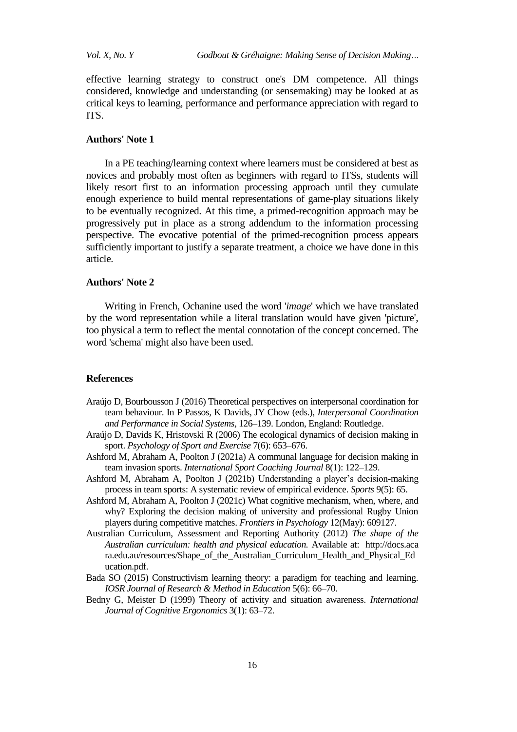effective learning strategy to construct one's DM competence. All things considered, knowledge and understanding (or sensemaking) may be looked at as critical keys to learning, performance and performance appreciation with regard to ITS.

### Authors' Note 1

In a PE teaching/learning context where learners must be considered at best as novices and probably most often as beginners with regard to ITSs, students will likely resort first to an information processing approach until they cumulate enough experience to build mental representations of game-play situations likely to be eventually recognized. At this time, a primed-recognition approach may be progressively put in place as a strong addendum to the information processing perspective. The evocative potential of the primed-recognition process appears sufficiently important to justify a separate treatment, a choice we have done in this article.

### Authors' Note 2

Writing in French, Ochanine used the word '*image*' which we have translated by the word representation while a literal translation would have given 'picture', too physical a term to reflect the mental connotation of the concept concerned. The word 'schema' might also have been used.

### References

Araújo D, Bourbousson J (2016) Theoretical perspectives on interpersonal coordination for team behaviour. In P Passos, K Davids, JY Chow (eds.), *Interpersonal Coordination and Performance in Social Systems*, 126–139. London, England: Routledge.

Araújo D, Davids K, Hristovski R (2006) The ecological dynamics of decision making in sport. *Psychology of Sport and Exercise* 7(6): 653–676.

Ashford M, Abraham A, Poolton J (2021a) A communal language for decision making in team invasion sports. *International Sport Coaching Journal* 8(1): 122–129.

Ashford M, Abraham A, Poolton J (2021b) Understanding a player's decision-making process in team sports: A systematic review of empirical evidence. *Sports* 9(5): 65.

Ashford M, Abraham A, Poolton J (2021c) What cognitive mechanism, when, where, and why? Exploring the decision making of university and professional Rugby Union players during competitive matches. *Frontiers in Psychology* 12(May): 609127.

Australian Curriculum, Assessment and Reporting Authority (2012) *The shape of the Australian curriculum: health and physical education.* Available at: http://docs.acara.edu.au/resources/Shape_of_the_Australian_Curriculum_Health_and_Physical_Education.pdf.

Bada SO (2015) Constructivism learning theory: a paradigm for teaching and learning. *IOSR Journal of Research & Method in Education* 5(6): 66–70.

Bedny G, Meister D (1999) Theory of activity and situation awareness. *International Journal of Cognitive Ergonomics* 3(1): 63–72.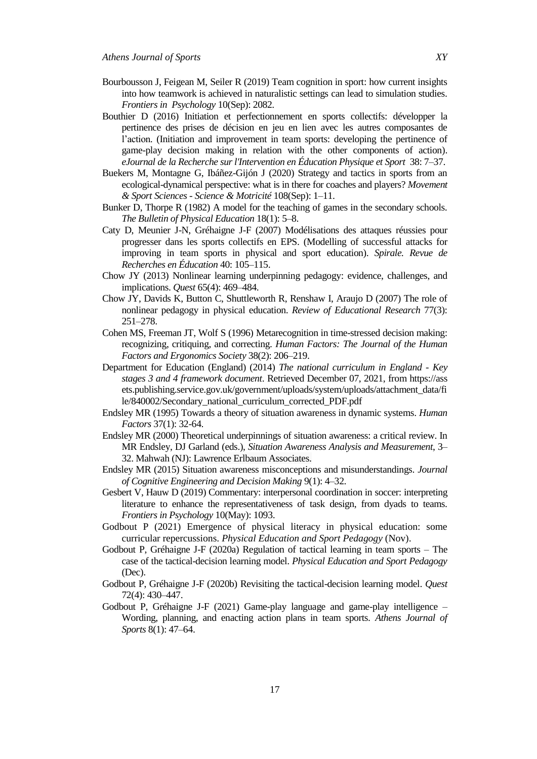Bourbousson J, Feigean M, Seiler R (2019) Team cognition in sport: how current insights into how teamwork is achieved in naturalistic settings can lead to simulation studies. *Frontiers in Psychology* 10(Sep): 2082.

Bouthier D (2016) Initiation et perfectionnement en sports collectifs: développer la pertinence des prises de décision en jeu en lien avec les autres composantes de l'action. (Initiation and improvement in team sports: developing the pertinence of game-play decision making in relation with the other components of action). *eJournal de la Recherche sur l'Intervention en Éducation Physique et Sport* 38: 7–37.

Buekers M, Montagne G, Ibáñez-Gijón J (2020) Strategy and tactics in sports from an ecological-dynamical perspective: what is in there for coaches and players? *Movement & Sport Sciences - Science & Motricité* 108(Sep): 1–11.

Bunker D, Thorpe R (1982) A model for the teaching of games in the secondary schools. *The Bulletin of Physical Education* 18(1): 5–8.

Caty D, Meunier J-N, Gréhaigne J-F (2007) Modélisations des attaques réussies pour progresser dans les sports collectifs en EPS. (Modelling of successful attacks for improving in team sports in physical and sport education). *Spirale. Revue de Recherches en Éducation* 40: 105–115.

Chow JY (2013) Nonlinear learning underpinning pedagogy: evidence, challenges, and implications. *Quest* 65(4): 469–484.

Chow JY, Davids K, Button C, Shuttleworth R, Renshaw I, Araujo D (2007) The role of nonlinear pedagogy in physical education. *Review of Educational Research* 77(3): 251–278.

Cohen MS, Freeman JT, Wolf S (1996) Metarecognition in time-stressed decision making: recognizing, critiquing, and correcting. *Human Factors: The Journal of the Human Factors and Ergonomics Society* 38(2): 206–219.

Department for Education (England) (2014) *The national curriculum in England - Key stages 3 and 4 framework document*. Retrieved December 07, 2021, from https://assets.publishing.service.gov.uk/government/uploads/system/uploads/attachment_data/file/840002/Secondary_national_curriculum_corrected_PDF.pdf

Endsley MR (1995) Towards a theory of situation awareness in dynamic systems. *Human Factors* 37(1): 32-64.

Endsley MR (2000) Theoretical underpinnings of situation awareness: a critical review. In MR Endsley, DJ Garland (eds.), *Situation Awareness Analysis and Measurement*, 3–32. Mahwah (NJ): Lawrence Erlbaum Associates.

Endsley MR (2015) Situation awareness misconceptions and misunderstandings. *Journal of Cognitive Engineering and Decision Making* 9(1): 4–32.

Gesbert V, Hauw D (2019) Commentary: interpersonal coordination in soccer: interpreting literature to enhance the representativeness of task design, from dyads to teams. *Frontiers in Psychology* 10(May): 1093.

Godbout P (2021) Emergence of physical literacy in physical education: some curricular repercussions. *Physical Education and Sport Pedagogy* (Nov).

Godbout P, Gréhaigne J-F (2020a) Regulation of tactical learning in team sports – The case of the tactical-decision learning model. *Physical Education and Sport Pedagogy* (Dec).

Godbout P, Gréhaigne J-F (2020b) Revisiting the tactical-decision learning model. *Quest* 72(4): 430–447.

Godbout P, Gréhaigne J-F (2021) Game-play language and game-play intelligence – Wording, planning, and enacting action plans in team sports. *Athens Journal of Sports* 8(1): 47–64.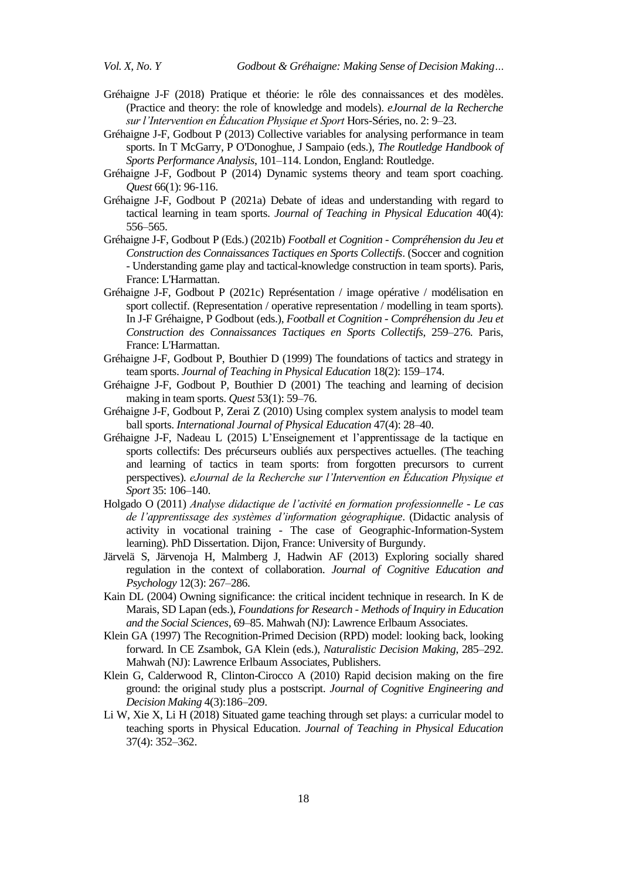Gréhaigne J-F (2018) Pratique et théorie: le rôle des connaissances et des modèles. (Practice and theory: the role of knowledge and models). *eJournal de la Recherche sur l'Intervention en Éducation Physique et Sport* Hors-Séries, no. 2: 9–23.

Gréhaigne J-F, Godbout P (2013) Collective variables for analysing performance in team sports. In T McGarry, P O'Donoghue, J Sampaio (eds.), *The Routledge Handbook of Sports Performance Analysis*, 101–114. London, England: Routledge.

Gréhaigne J-F, Godbout P (2014) Dynamic systems theory and team sport coaching. *Quest* 66(1): 96-116.

Gréhaigne J-F, Godbout P (2021a) Debate of ideas and understanding with regard to tactical learning in team sports. *Journal of Teaching in Physical Education* 40(4): 556–565.

Gréhaigne J-F, Godbout P (Eds.) (2021b) *Football et Cognition - Compréhension du Jeu et Construction des Connaissances Tactiques en Sports Collectifs*. (Soccer and cognition - Understanding game play and tactical-knowledge construction in team sports). Paris, France: L'Harmattan.

Gréhaigne J-F, Godbout P (2021c) Représentation / image opérative / modélisation en sport collectif. (Representation / operative representation / modelling in team sports). In J-F Gréhaigne, P Godbout (eds.), *Football et Cognition - Compréhension du Jeu et Construction des Connaissances Tactiques en Sports Collectifs*, 259–276. Paris, France: L'Harmattan.

Gréhaigne J-F, Godbout P, Bouthier D (1999) The foundations of tactics and strategy in team sports. *Journal of Teaching in Physical Education* 18(2): 159–174.

Gréhaigne J-F, Godbout P, Bouthier D (2001) The teaching and learning of decision making in team sports. *Quest* 53(1): 59–76.

Gréhaigne J-F, Godbout P, Zerai Z (2010) Using complex system analysis to model team ball sports. *International Journal of Physical Education* 47(4): 28–40.

Gréhaigne J-F, Nadeau L (2015) L'Enseignement et l'apprentissage de la tactique en sports collectifs: Des précurseurs oubliés aux perspectives actuelles. (The teaching and learning of tactics in team sports: from forgotten precursors to current perspectives). *eJournal de la Recherche sur l'Intervention en Éducation Physique et Sport* 35: 106–140.

Holgado O (2011) *Analyse didactique de l'activité en formation professionnelle - Le cas de l'apprentissage des systèmes d'information géographique*. (Didactic analysis of activity in vocational training - The case of Geographic-Information-System learning). PhD Dissertation. Dijon, France: University of Burgundy.

Järvelä S, Järvenoja H, Malmberg J, Hadwin AF (2013) Exploring socially shared regulation in the context of collaboration. *Journal of Cognitive Education and Psychology* 12(3): 267–286.

Kain DL (2004) Owning significance: the critical incident technique in research. In K de Marais, SD Lapan (eds.), *Foundations for Research - Methods of Inquiry in Education and the Social Sciences*, 69–85. Mahwah (NJ): Lawrence Erlbaum Associates.

Klein GA (1997) The Recognition-Primed Decision (RPD) model: looking back, looking forward. In CE Zsambok, GA Klein (eds.), *Naturalistic Decision Making*, 285–292. Mahwah (NJ): Lawrence Erlbaum Associates, Publishers.

Klein G, Calderwood R, Clinton-Cirocco A (2010) Rapid decision making on the fire ground: the original study plus a postscript. *Journal of Cognitive Engineering and Decision Making* 4(3):186–209.

Li W, Xie X, Li H (2018) Situated game teaching through set plays: a curricular model to teaching sports in Physical Education. *Journal of Teaching in Physical Education* 37(4): 352–362.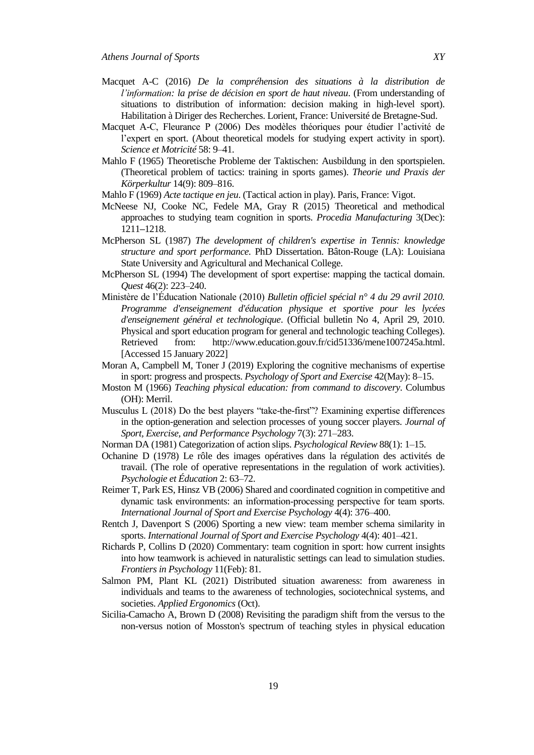Macquet A-C (2016) *De la compréhension des situations à la distribution de l'information: la prise de décision en sport de haut niveau*. (From understanding of situations to distribution of information: decision making in high-level sport). Habilitation à Diriger des Recherches. Lorient, France: Université de Bretagne-Sud.

Macquet A-C, Fleurance P (2006) Des modèles théoriques pour étudier l'activité de l'expert en sport. (About theoretical models for studying expert activity in sport). *Science et Motricité* 58: 9–41.

Mahlo F (1965) Theoretische Probleme der Taktischen: Ausbildung in den sportspielen. (Theoretical problem of tactics: training in sports games). *Theorie und Praxis der Körperkultur* 14(9): 809–816.

Mahlo F (1969) *Acte tactique en jeu*. (Tactical action in play). Paris, France: Vigot.

McNeese NJ, Cooke NC, Fedele MA, Gray R (2015) Theoretical and methodical approaches to studying team cognition in sports. *Procedia Manufacturing* 3(Dec): 1211–1218.

McPherson SL (1987) *The development of children's expertise in Tennis: knowledge structure and sport performance.* PhD Dissertation. Bâton-Rouge (LA): Louisiana State University and Agricultural and Mechanical College.

McPherson SL (1994) The development of sport expertise: mapping the tactical domain. *Quest* 46(2): 223–240.

Ministère de l'Éducation Nationale (2010) *Bulletin officiel spécial n° 4 du 29 avril 2010. Programme d'enseignement d'éducation physique et sportive pour les lycées d'enseignement général et technologique*. (Official bulletin No 4, April 29, 2010. Physical and sport education program for general and technologic teaching Colleges). Retrieved from: http://www.education.gouv.fr/cid51336/mene1007245a.html. [Accessed 15 January 2022]

Moran A, Campbell M, Toner J (2019) Exploring the cognitive mechanisms of expertise in sport: progress and prospects. *Psychology of Sport and Exercise* 42(May): 8–15.

Moston M (1966) *Teaching physical education: from command to discovery*. Columbus (OH): Merril.

Musculus L (2018) Do the best players "take-the-first"? Examining expertise differences in the option-generation and selection processes of young soccer players. *Journal of Sport, Exercise, and Performance Psychology* 7(3): 271–283.

Norman DA (1981) Categorization of action slips. *Psychological Review* 88(1): 1–15.

Ochanine D (1978) Le rôle des images opératives dans la régulation des activités de travail. (The role of operative representations in the regulation of work activities). *Psychologie et Éducation* 2: 63–72.

Reimer T, Park ES, Hinsz VB (2006) Shared and coordinated cognition in competitive and dynamic task environments: an information-processing perspective for team sports. *International Journal of Sport and Exercise Psychology* 4(4): 376–400.

Rentch J, Davenport S (2006) Sporting a new view: team member schema similarity in sports. *International Journal of Sport and Exercise Psychology* 4(4): 401–421.

Richards P, Collins D (2020) Commentary: team cognition in sport: how current insights into how teamwork is achieved in naturalistic settings can lead to simulation studies. *Frontiers in Psychology* 11(Feb): 81.

Salmon PM, Plant KL (2021) Distributed situation awareness: from awareness in individuals and teams to the awareness of technologies, sociotechnical systems, and societies. *Applied Ergonomics* (Oct).

Sicilia-Camacho A, Brown D (2008) Revisiting the paradigm shift from the versus to the non-versus notion of Mosston's spectrum of teaching styles in physical education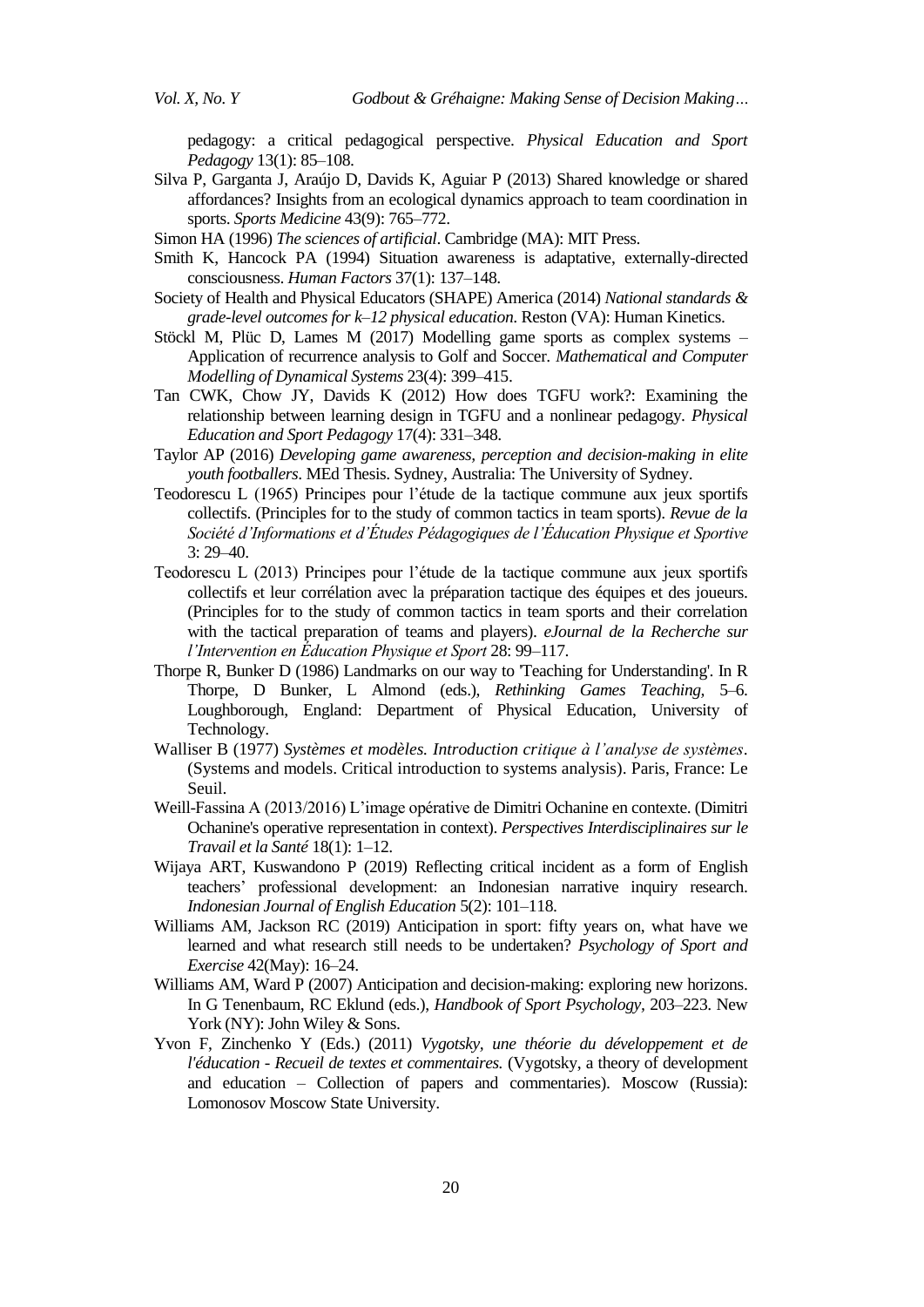pedagogy: a critical pedagogical perspective. *Physical Education and Sport Pedagogy* 13(1): 85–108.

Silva P, Garganta J, Araújo D, Davids K, Aguiar P (2013) Shared knowledge or shared affordances? Insights from an ecological dynamics approach to team coordination in sports. *Sports Medicine* 43(9): 765–772.

Simon HA (1996) *The sciences of artificial*. Cambridge (MA): MIT Press.

Smith K, Hancock PA (1994) Situation awareness is adaptative, externally-directed consciousness. *Human Factors* 37(1): 137–148.

Society of Health and Physical Educators (SHAPE) America (2014) *National standards & grade-level outcomes for k–12 physical education*. Reston (VA): Human Kinetics.

Stöckl M, Plüc D, Lames M (2017) Modelling game sports as complex systems – Application of recurrence analysis to Golf and Soccer. *Mathematical and Computer Modelling of Dynamical Systems* 23(4): 399–415.

Tan CWK, Chow JY, Davids K (2012) How does TGFU work?: Examining the relationship between learning design in TGFU and a nonlinear pedagogy. *Physical Education and Sport Pedagogy* 17(4): 331–348.

Taylor AP (2016) *Developing game awareness, perception and decision-making in elite youth footballers*. MEd Thesis. Sydney, Australia: The University of Sydney.

Teodorescu L (1965) Principes pour l'étude de la tactique commune aux jeux sportifs collectifs. (Principles for to the study of common tactics in team sports). *Revue de la Société d'Informations et d'Études Pédagogiques de l'Éducation Physique et Sportive* 3: 29–40.

Teodorescu L (2013) Principes pour l'étude de la tactique commune aux jeux sportifs collectifs et leur corrélation avec la préparation tactique des équipes et des joueurs. (Principles for to the study of common tactics in team sports and their correlation with the tactical preparation of teams and players). *eJournal de la Recherche sur l'Intervention en Éducation Physique et Sport* 28: 99–117.

Thorpe R, Bunker D (1986) Landmarks on our way to 'Teaching for Understanding'. In R Thorpe, D Bunker, L Almond (eds.), *Rethinking Games Teaching*, 5–6. Loughborough, England: Department of Physical Education, University of Technology.

Walliser B (1977) *Systèmes et modèles. Introduction critique à l'analyse de systèmes*. (Systems and models. Critical introduction to systems analysis). Paris, France: Le Seuil.

Weill-Fassina A (2013/2016) L'image opérative de Dimitri Ochanine en contexte. (Dimitri Ochanine's operative representation in context). *Perspectives Interdisciplinaires sur le Travail et la Santé* 18(1): 1–12.

Wijaya ART, Kuswandono P (2019) Reflecting critical incident as a form of English teachers' professional development: an Indonesian narrative inquiry research. *Indonesian Journal of English Education* 5(2): 101–118.

Williams AM, Jackson RC (2019) Anticipation in sport: fifty years on, what have we learned and what research still needs to be undertaken? *Psychology of Sport and Exercise* 42(May): 16–24.

Williams AM, Ward P (2007) Anticipation and decision-making: exploring new horizons. In G Tenenbaum, RC Eklund (eds.), *Handbook of Sport Psychology*, 203–223. New York (NY): John Wiley & Sons.

Yvon F, Zinchenko Y (Eds.) (2011) *Vygotsky, une théorie du développement et de l'éducation - Recueil de textes et commentaires.* (Vygotsky, a theory of development and education – Collection of papers and commentaries). Moscow (Russia): Lomonosov Moscow State University.